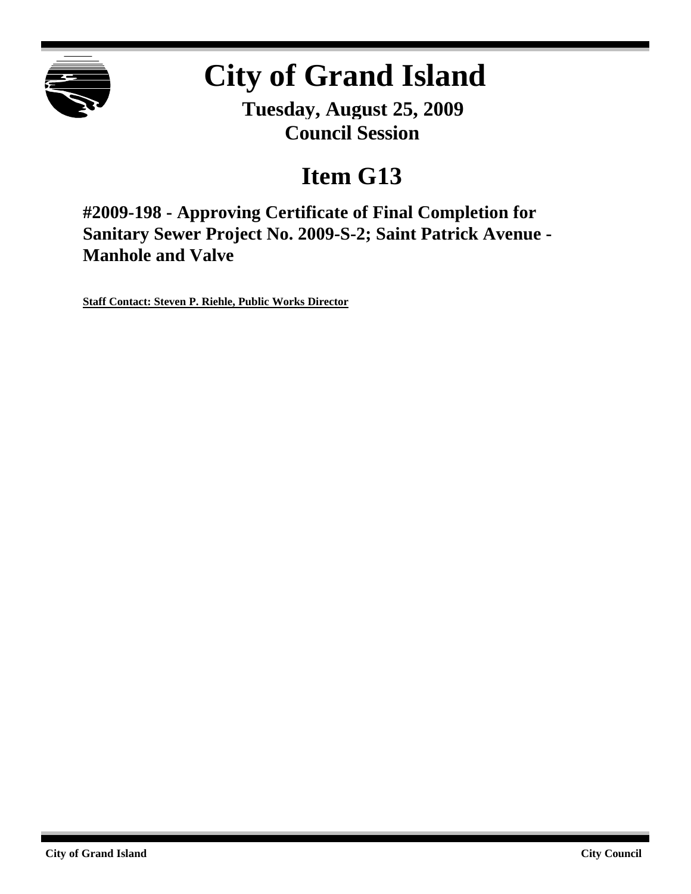# City of Grand Island

**Tuesday, August 25, 2009**
**Council Session**

## Item G13

### #2009-198 - Approving Certificate of Final Completion for Sanitary Sewer Project No. 2009-S-2; Saint Patrick Avenue - Manhole and Valve

**Staff Contact: Steven P. Riehle, Public Works Director**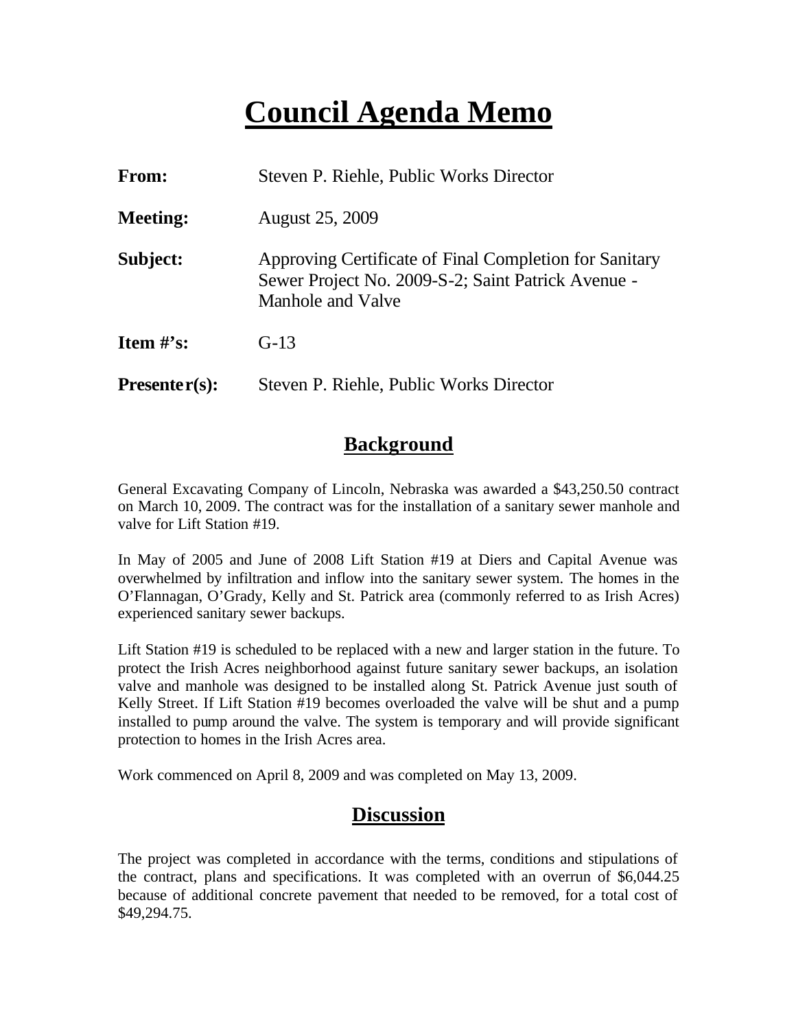# Council Agenda Memo

**From:** Steven P. Riehle, Public Works Director

**Meeting:** August 25, 2009

**Subject:** Approving Certificate of Final Completion for Sanitary Sewer Project No. 2009-S-2; Saint Patrick Avenue - Manhole and Valve

**Item #'s:** G-13

**Presenter(s):** Steven P. Riehle, Public Works Director

## Background

General Excavating Company of Lincoln, Nebraska was awarded a $43,250.50 contract on March 10, 2009. The contract was for the installation of a sanitary sewer manhole and valve for Lift Station #19.

In May of 2005 and June of 2008 Lift Station #19 at Diers and Capital Avenue was overwhelmed by infiltration and inflow into the sanitary sewer system. The homes in the O'Flannagan, O'Grady, Kelly and St. Patrick area (commonly referred to as Irish Acres) experienced sanitary sewer backups.

Lift Station #19 is scheduled to be replaced with a new and larger station in the future. To protect the Irish Acres neighborhood against future sanitary sewer backups, an isolation valve and manhole was designed to be installed along St. Patrick Avenue just south of Kelly Street. If Lift Station #19 becomes overloaded the valve will be shut and a pump installed to pump around the valve. The system is temporary and will provide significant protection to homes in the Irish Acres area.

Work commenced on April 8, 2009 and was completed on May 13, 2009.

## Discussion

The project was completed in accordance with the terms, conditions and stipulations of the contract, plans and specifications. It was completed with an overrun of $6,044.25 because of additional concrete pavement that needed to be removed, for a total cost of $49,294.75.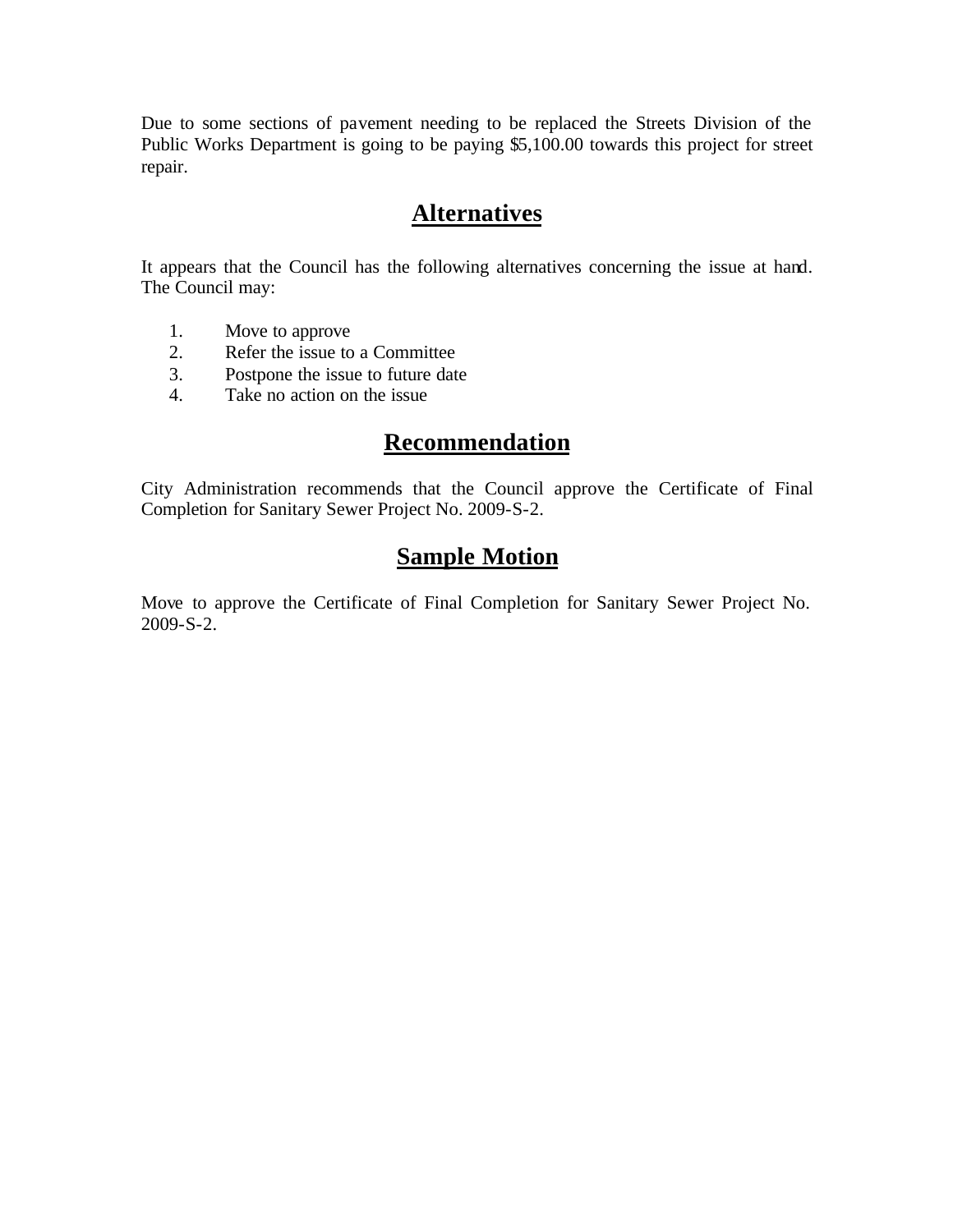Due to some sections of pavement needing to be replaced the Streets Division of the Public Works Department is going to be paying $5,100.00 towards this project for street repair.

## Alternatives

It appears that the Council has the following alternatives concerning the issue at hand. The Council may:

1. Move to approve
2. Refer the issue to a Committee
3. Postpone the issue to future date
4. Take no action on the issue

## Recommendation

City Administration recommends that the Council approve the Certificate of Final Completion for Sanitary Sewer Project No. 2009-S-2.

## Sample Motion

Move to approve the Certificate of Final Completion for Sanitary Sewer Project No. 2009-S-2.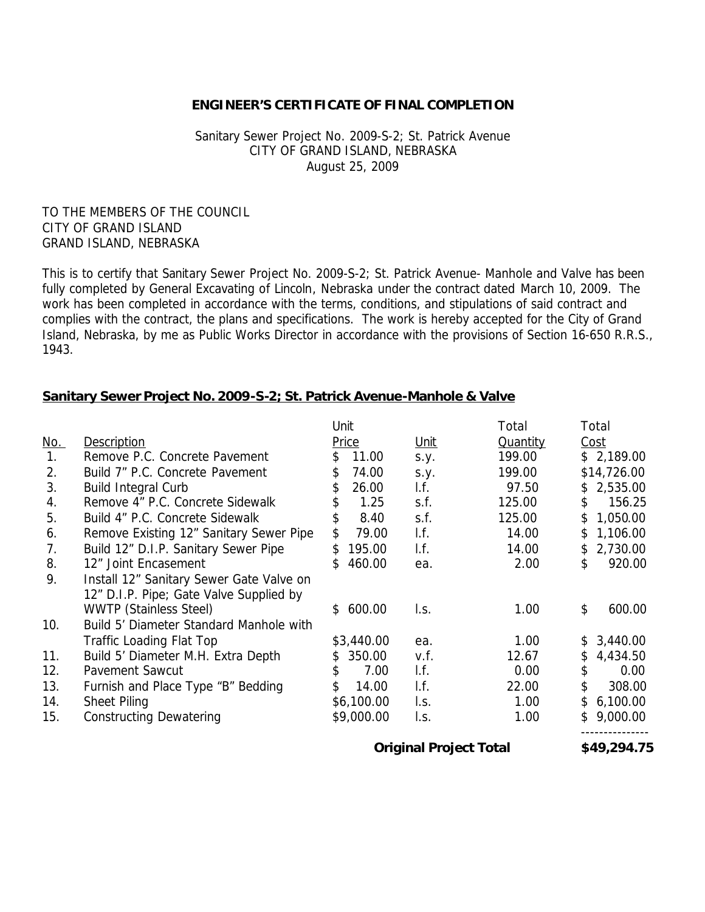# ENGINEER'S CERTIFICATE OF FINAL COMPLETION

Sanitary Sewer Project No. 2009-S-2; St. Patrick Avenue
CITY OF GRAND ISLAND, NEBRASKA
August 25, 2009

TO THE MEMBERS OF THE COUNCIL
CITY OF GRAND ISLAND
GRAND ISLAND, NEBRASKA

This is to certify that Sanitary Sewer Project No. 2009-S-2; St. Patrick Avenue- Manhole and Valve has been fully completed by General Excavating of Lincoln, Nebraska under the contract dated March 10, 2009. The work has been completed in accordance with the terms, conditions, and stipulations of said contract and complies with the contract, the plans and specifications. The work is hereby accepted for the City of Grand Island, Nebraska, by me as Public Works Director in accordance with the provisions of Section 16-650 R.R.S., 1943.

## Sanitary Sewer Project No. 2009-S-2; St. Patrick Avenue-Manhole & Valve

| No. | Description | Unit Price | Unit | Total Quantity | Total Cost |
|---|---|---|---|---|---|
| 1. | Remove P.C. Concrete Pavement | $ 11.00 | s.y. | 199.00 | $ 2,189.00 |
| 2. | Build 7" P.C. Concrete Pavement | $ 74.00 | s.y. | 199.00 | $14,726.00 |
| 3. | Build Integral Curb | $ 26.00 | l.f. | 97.50 | $ 2,535.00 |
| 4. | Remove 4" P.C. Concrete Sidewalk | $ 1.25 | s.f. | 125.00 | $ 156.25 |
| 5. | Build 4" P.C. Concrete Sidewalk | $ 8.40 | s.f. | 125.00 | $ 1,050.00 |
| 6. | Remove Existing 12" Sanitary Sewer Pipe | $ 79.00 | l.f. | 14.00 | $ 1,106.00 |
| 7. | Build 12" D.I.P. Sanitary Sewer Pipe | $ 195.00 | l.f. | 14.00 | $ 2,730.00 |
| 8. | 12" Joint Encasement | $ 460.00 | ea. | 2.00 | $ 920.00 |
| 9. | Install 12" Sanitary Sewer Gate Valve on 12" D.I.P. Pipe; Gate Valve Supplied by WWTP (Stainless Steel) | $ 600.00 | l.s. | 1.00 | $ 600.00 |
| 10. | Build 5' Diameter Standard Manhole with Traffic Loading Flat Top | $3,440.00 | ea. | 1.00 | $ 3,440.00 |
| 11. | Build 5' Diameter M.H. Extra Depth | $ 350.00 | v.f. | 12.67 | $ 4,434.50 |
| 12. | Pavement Sawcut | $ 7.00 | l.f. | 0.00 | $ 0.00 |
| 13. | Furnish and Place Type "B" Bedding | $ 14.00 | l.f. | 22.00 | $ 308.00 |
| 14. | Sheet Piling | $6,100.00 | l.s. | 1.00 | $ 6,100.00 |
| 15. | Constructing Dewatering | $9,000.00 | l.s. | 1.00 | $ 9,000.00 |
| | | | | **Original Project Total** | **$49,294.75** |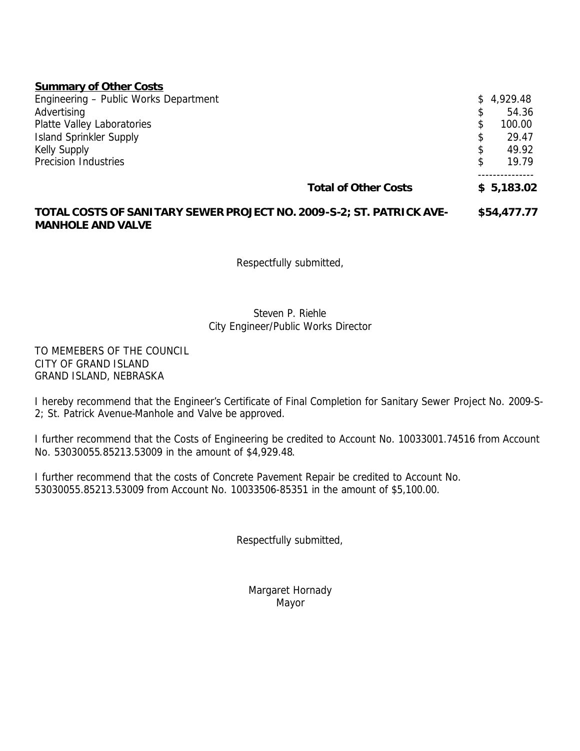**Summary of Other Costs**

| | |
|---|---|
| Engineering – Public Works Department | $ 4,929.48 |
| Advertising | $ 54.36 |
| Platte Valley Laboratories | $ 100.00 |
| Island Sprinkler Supply | $ 29.47 |
| Kelly Supply | $ 49.92 |
| Precision Industries | $ 19.79 |
| **Total of Other Costs** | **$ 5,183.02** |

**TOTAL COSTS OF SANITARY SEWER PROJECT NO. 2009-S-2; ST. PATRICK AVE-MANHOLE AND VALVE** **$54,477.77**

Respectfully submitted,

Steven P. Riehle
City Engineer/Public Works Director

TO MEMEBERS OF THE COUNCIL
CITY OF GRAND ISLAND
GRAND ISLAND, NEBRASKA

I hereby recommend that the Engineer's Certificate of Final Completion for Sanitary Sewer Project No. 2009-S-2; St. Patrick Avenue-Manhole and Valve be approved.

I further recommend that the Costs of Engineering be credited to Account No. 10033001.74516 from Account No. 53030055.85213.53009 in the amount of $4,929.48.

I further recommend that the costs of Concrete Pavement Repair be credited to Account No. 53030055.85213.53009 from Account No. 10033506-85351 in the amount of $5,100.00.

Respectfully submitted,

Margaret Hornady
Mayor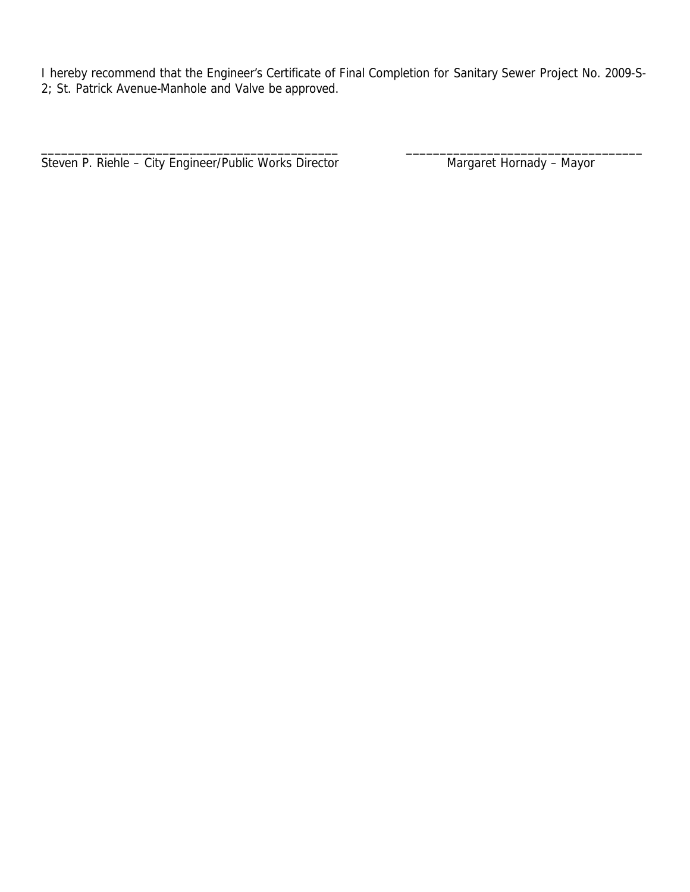I hereby recommend that the Engineer's Certificate of Final Completion for Sanitary Sewer Project No. 2009-S-2; St. Patrick Avenue-Manhole and Valve be approved.

| _____________________________________________ | ___________________________________ |
| --- | --- |
| Steven P. Riehle – City Engineer/Public Works Director | Margaret Hornady – Mayor |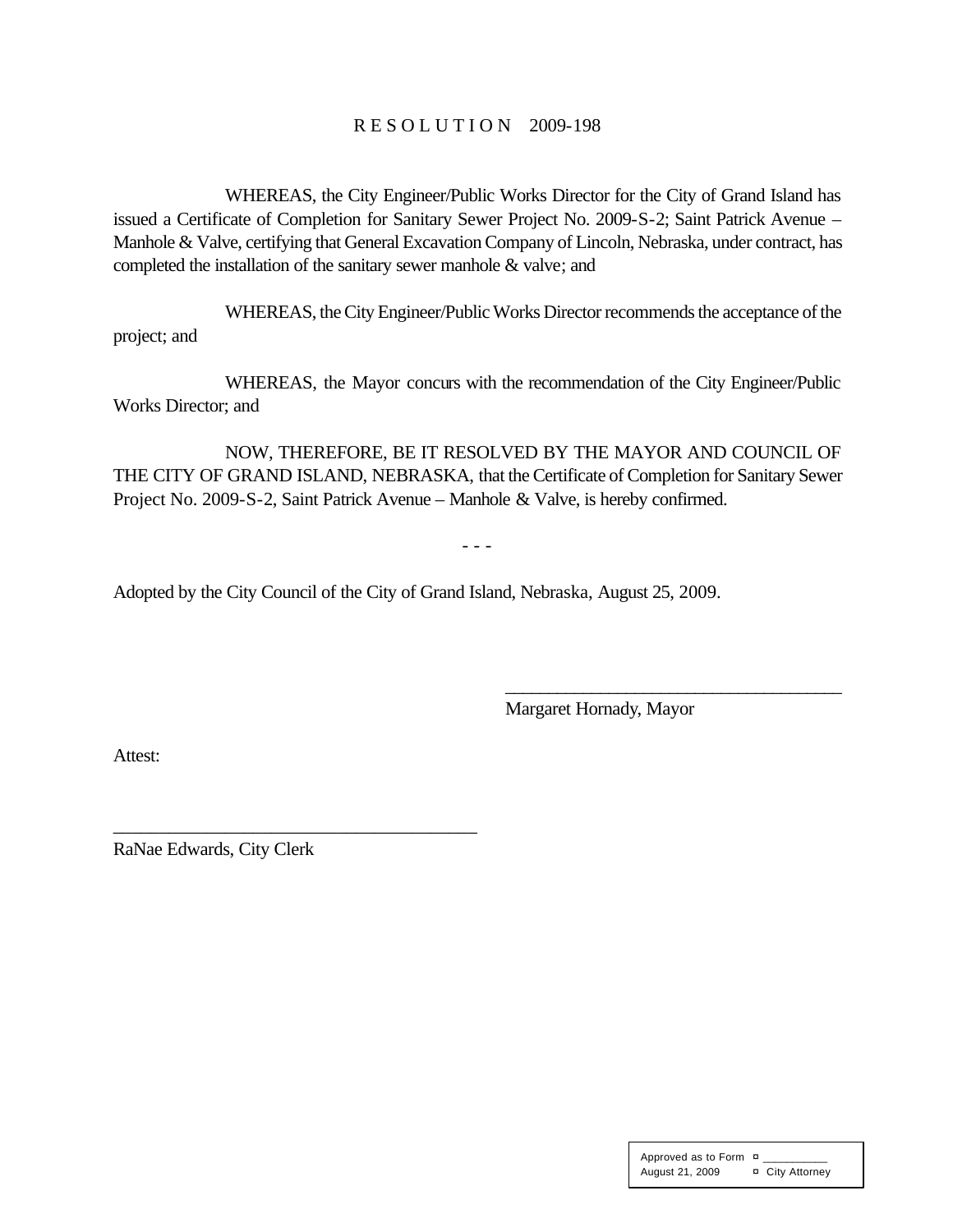# R E S O L U T I O N 2009-198

WHEREAS, the City Engineer/Public Works Director for the City of Grand Island has issued a Certificate of Completion for Sanitary Sewer Project No. 2009-S-2; Saint Patrick Avenue – Manhole & Valve, certifying that General Excavation Company of Lincoln, Nebraska, under contract, has completed the installation of the sanitary sewer manhole & valve; and

WHEREAS, the City Engineer/Public Works Director recommends the acceptance of the project; and

WHEREAS, the Mayor concurs with the recommendation of the City Engineer/Public Works Director; and

NOW, THEREFORE, BE IT RESOLVED BY THE MAYOR AND COUNCIL OF THE CITY OF GRAND ISLAND, NEBRASKA, that the Certificate of Completion for Sanitary Sewer Project No. 2009-S-2, Saint Patrick Avenue – Manhole & Valve, is hereby confirmed.

- - -

Adopted by the City Council of the City of Grand Island, Nebraska, August 25, 2009.

_____________________________________
Margaret Hornady, Mayor

Attest:

_______________________________________
RaNae Edwards, City Clerk

| | |
|---|---|
| Approved as to Form | ¤ ___________ |
| August 21, 2009 | ¤ City Attorney |